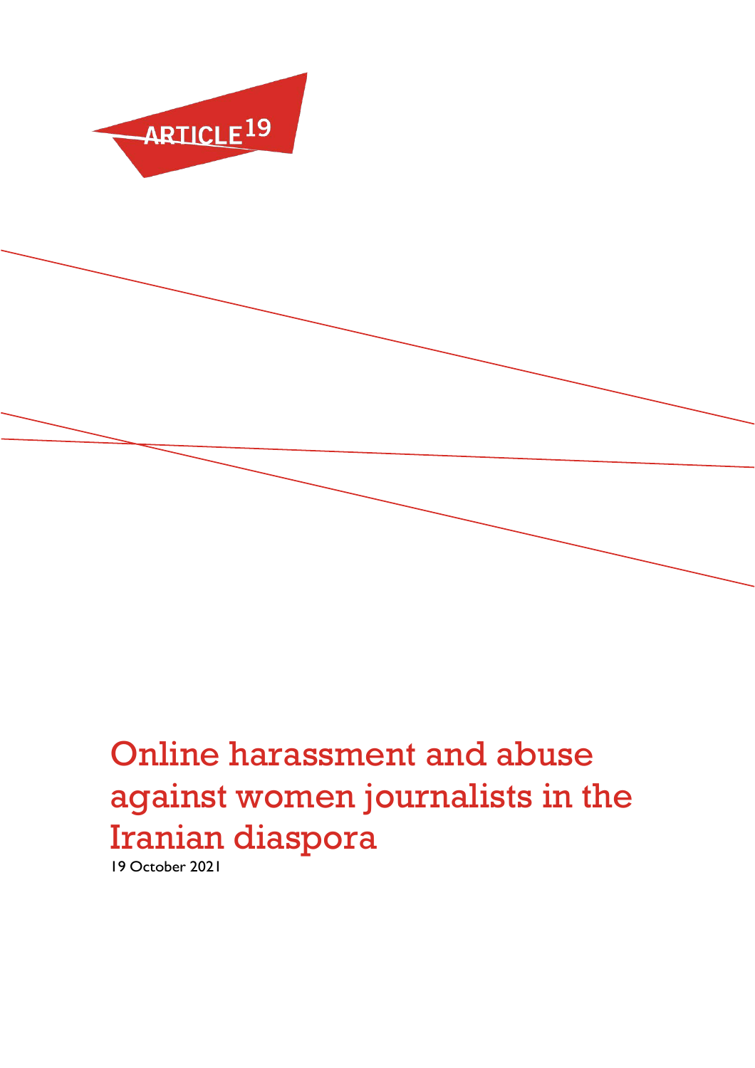ARTICLE 19

# Online harassment and abuse against women journalists in the Iranian diaspora

19 October 2021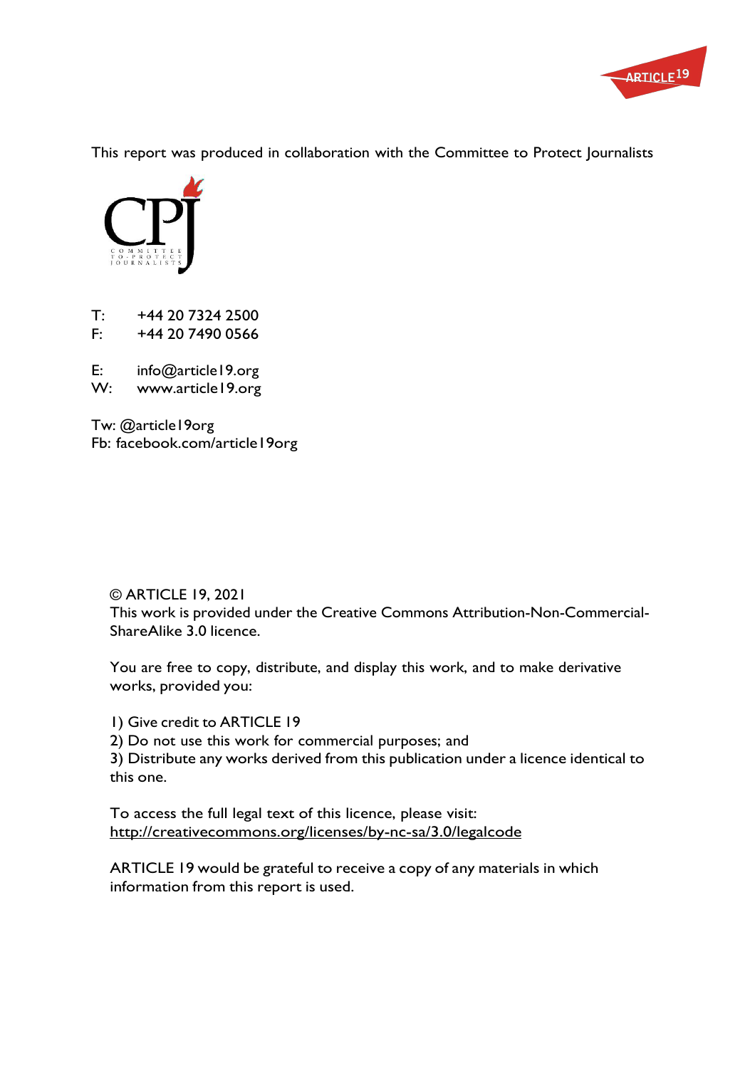This report was produced in collaboration with the Committee to Protect Journalists

T: +44 20 7324 2500
F: +44 20 7490 0566

E: info@article19.org
W: www.article19.org

Tw: @article19org
Fb: facebook.com/article19org

© ARTICLE 19, 2021
This work is provided under the Creative Commons Attribution-Non-Commercial-ShareAlike 3.0 licence.

You are free to copy, distribute, and display this work, and to make derivative works, provided you:

1) Give credit to ARTICLE 19
2) Do not use this work for commercial purposes; and
3) Distribute any works derived from this publication under a licence identical to this one.

To access the full legal text of this licence, please visit: http://creativecommons.org/licenses/by-nc-sa/3.0/legalcode

ARTICLE 19 would be grateful to receive a copy of any materials in which information from this report is used.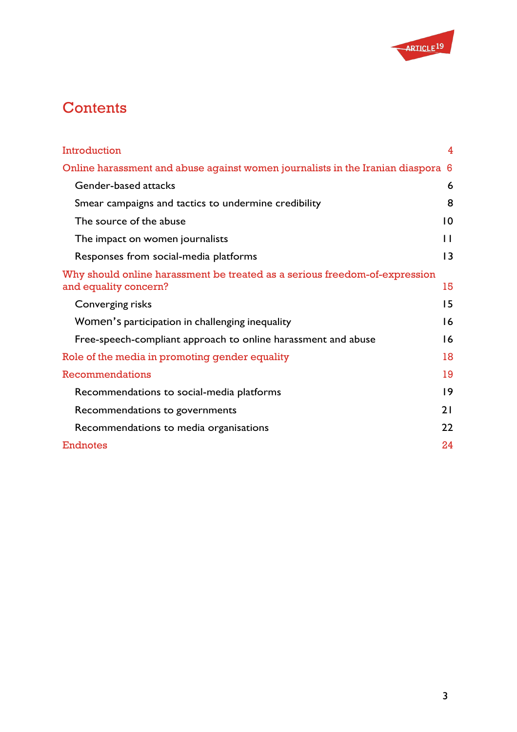# Contents

| | |
|---|---|
| Introduction | 4 |
| Online harassment and abuse against women journalists in the Iranian diaspora | 6 |
| Gender-based attacks | 6 |
| Smear campaigns and tactics to undermine credibility | 8 |
| The source of the abuse | 10 |
| The impact on women journalists | 11 |
| Responses from social-media platforms | 13 |
| Why should online harassment be treated as a serious freedom-of-expression and equality concern? | 15 |
| Converging risks | 15 |
| Women's participation in challenging inequality | 16 |
| Free-speech-compliant approach to online harassment and abuse | 16 |
| Role of the media in promoting gender equality | 18 |
| Recommendations | 19 |
| Recommendations to social-media platforms | 19 |
| Recommendations to governments | 21 |
| Recommendations to media organisations | 22 |
| Endnotes | 24 |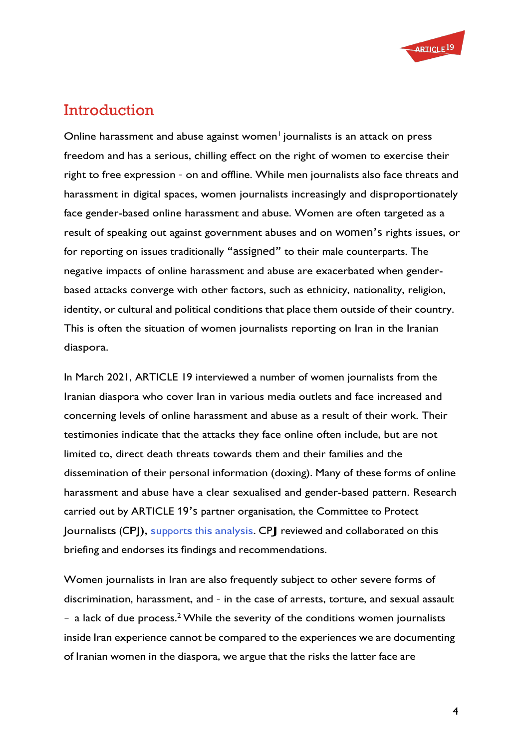## Introduction

Online harassment and abuse against women[1] journalists is an attack on press freedom and has a serious, chilling effect on the right of women to exercise their right to free expression - on and offline. While men journalists also face threats and harassment in digital spaces, women journalists increasingly and disproportionately face gender-based online harassment and abuse. Women are often targeted as a result of speaking out against government abuses and on women's rights issues, or for reporting on issues traditionally "assigned" to their male counterparts. The negative impacts of online harassment and abuse are exacerbated when gender-based attacks converge with other factors, such as ethnicity, nationality, religion, identity, or cultural and political conditions that place them outside of their country. This is often the situation of women journalists reporting on Iran in the Iranian diaspora.

In March 2021, ARTICLE 19 interviewed a number of women journalists from the Iranian diaspora who cover Iran in various media outlets and face increased and concerning levels of online harassment and abuse as a result of their work. Their testimonies indicate that the attacks they face online often include, but are not limited to, direct death threats towards them and their families and the dissemination of their personal information (doxing). Many of these forms of online harassment and abuse have a clear sexualised and gender-based pattern. Research carried out by ARTICLE 19's partner organisation, the Committee to Protect Journalists (CPJ), supports this analysis. CPJ reviewed and collaborated on this briefing and endorses its findings and recommendations.

Women journalists in Iran are also frequently subject to other severe forms of discrimination, harassment, and - in the case of arrests, torture, and sexual assault – a lack of due process.[2] While the severity of the conditions women journalists inside Iran experience cannot be compared to the experiences we are documenting of Iranian women in the diaspora, we argue that the risks the latter face are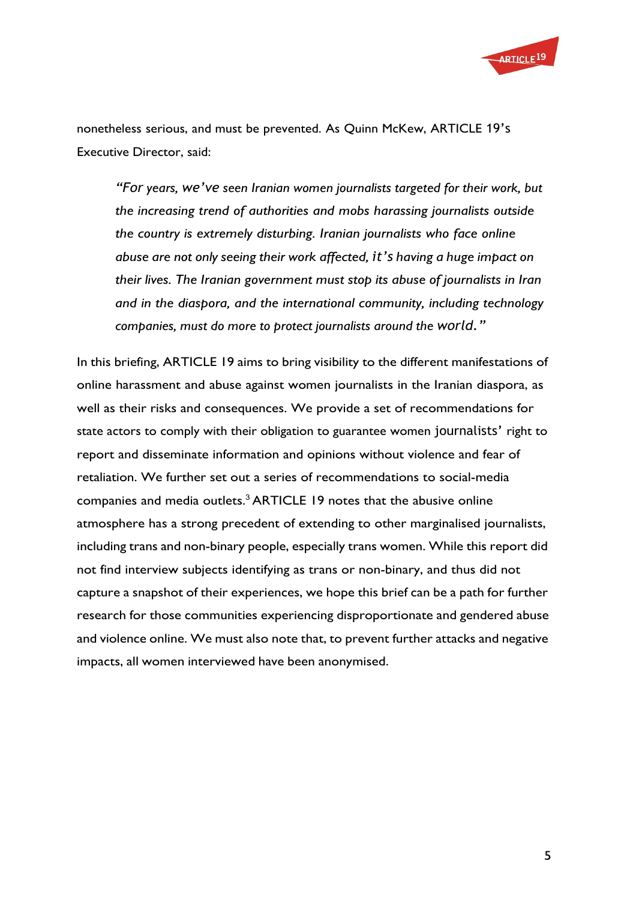nonetheless serious, and must be prevented. As Quinn McKew, ARTICLE 19's Executive Director, said:

> *"For years, we've seen Iranian women journalists targeted for their work, but the increasing trend of authorities and mobs harassing journalists outside the country is extremely disturbing. Iranian journalists who face online abuse are not only seeing their work affected, it's having a huge impact on their lives. The Iranian government must stop its abuse of journalists in Iran and in the diaspora, and the international community, including technology companies, must do more to protect journalists around the world."*

In this briefing, ARTICLE 19 aims to bring visibility to the different manifestations of online harassment and abuse against women journalists in the Iranian diaspora, as well as their risks and consequences. We provide a set of recommendations for state actors to comply with their obligation to guarantee women journalists' right to report and disseminate information and opinions without violence and fear of retaliation. We further set out a series of recommendations to social-media companies and media outlets.[3] ARTICLE 19 notes that the abusive online atmosphere has a strong precedent of extending to other marginalised journalists, including trans and non-binary people, especially trans women. While this report did not find interview subjects identifying as trans or non-binary, and thus did not capture a snapshot of their experiences, we hope this brief can be a path for further research for those communities experiencing disproportionate and gendered abuse and violence online. We must also note that, to prevent further attacks and negative impacts, all women interviewed have been anonymised.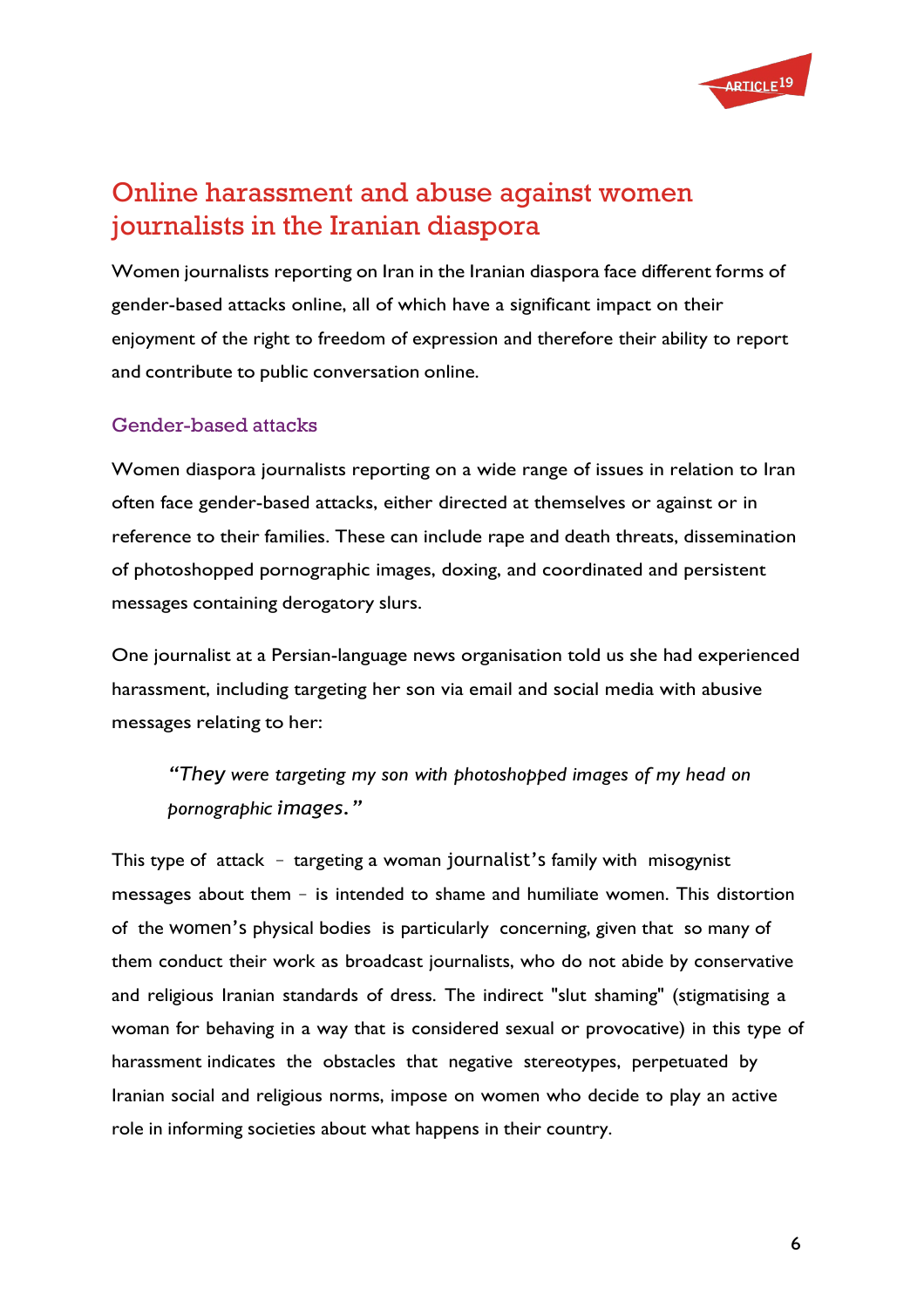## Online harassment and abuse against women journalists in the Iranian diaspora

Women journalists reporting on Iran in the Iranian diaspora face different forms of gender-based attacks online, all of which have a significant impact on their enjoyment of the right to freedom of expression and therefore their ability to report and contribute to public conversation online.

### Gender-based attacks

Women diaspora journalists reporting on a wide range of issues in relation to Iran often face gender-based attacks, either directed at themselves or against or in reference to their families. These can include rape and death threats, dissemination of photoshopped pornographic images, doxing, and coordinated and persistent messages containing derogatory slurs.

One journalist at a Persian-language news organisation told us she had experienced harassment, including targeting her son via email and social media with abusive messages relating to her:

> *"They were targeting my son with photoshopped images of my head on pornographic images."*

This type of attack – targeting a woman journalist's family with misogynist messages about them – is intended to shame and humiliate women. This distortion of the women's physical bodies is particularly concerning, given that so many of them conduct their work as broadcast journalists, who do not abide by conservative and religious Iranian standards of dress. The indirect "slut shaming" (stigmatising a woman for behaving in a way that is considered sexual or provocative) in this type of harassment indicates the obstacles that negative stereotypes, perpetuated by Iranian social and religious norms, impose on women who decide to play an active role in informing societies about what happens in their country.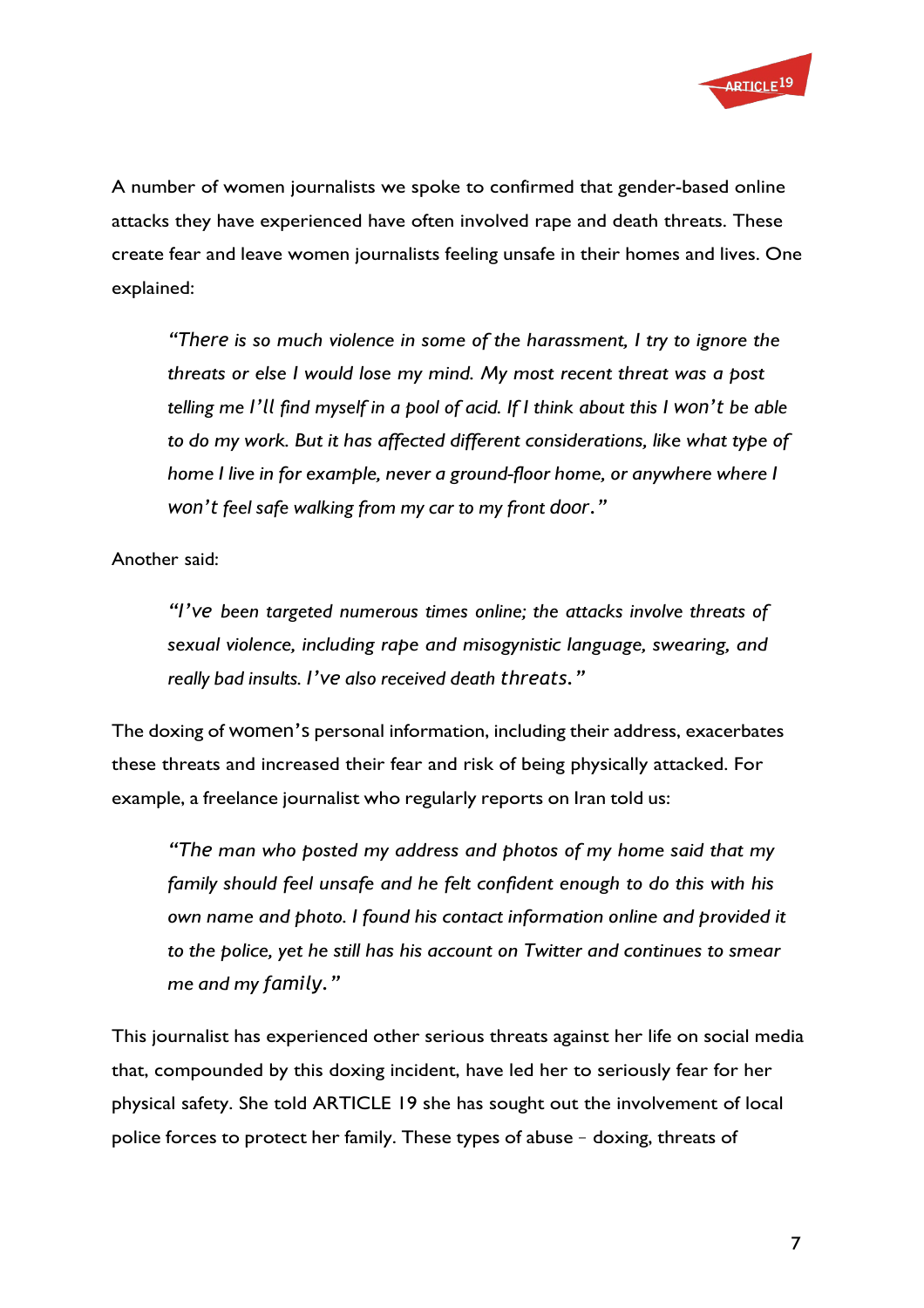A number of women journalists we spoke to confirmed that gender-based online attacks they have experienced have often involved rape and death threats. These create fear and leave women journalists feeling unsafe in their homes and lives. One explained:

> *"There is so much violence in some of the harassment, I try to ignore the threats or else I would lose my mind. My most recent threat was a post telling me I'll find myself in a pool of acid. If I think about this I won't be able to do my work. But it has affected different considerations, like what type of home I live in for example, never a ground-floor home, or anywhere where I won't feel safe walking from my car to my front door."*

Another said:

> *"I've been targeted numerous times online; the attacks involve threats of sexual violence, including rape and misogynistic language, swearing, and really bad insults. I've also received death threats."*

The doxing of women's personal information, including their address, exacerbates these threats and increased their fear and risk of being physically attacked. For example, a freelance journalist who regularly reports on Iran told us:

> *"The man who posted my address and photos of my home said that my family should feel unsafe and he felt confident enough to do this with his own name and photo. I found his contact information online and provided it to the police, yet he still has his account on Twitter and continues to smear me and my family."*

This journalist has experienced other serious threats against her life on social media that, compounded by this doxing incident, have led her to seriously fear for her physical safety. She told ARTICLE 19 she has sought out the involvement of local police forces to protect her family. These types of abuse – doxing, threats of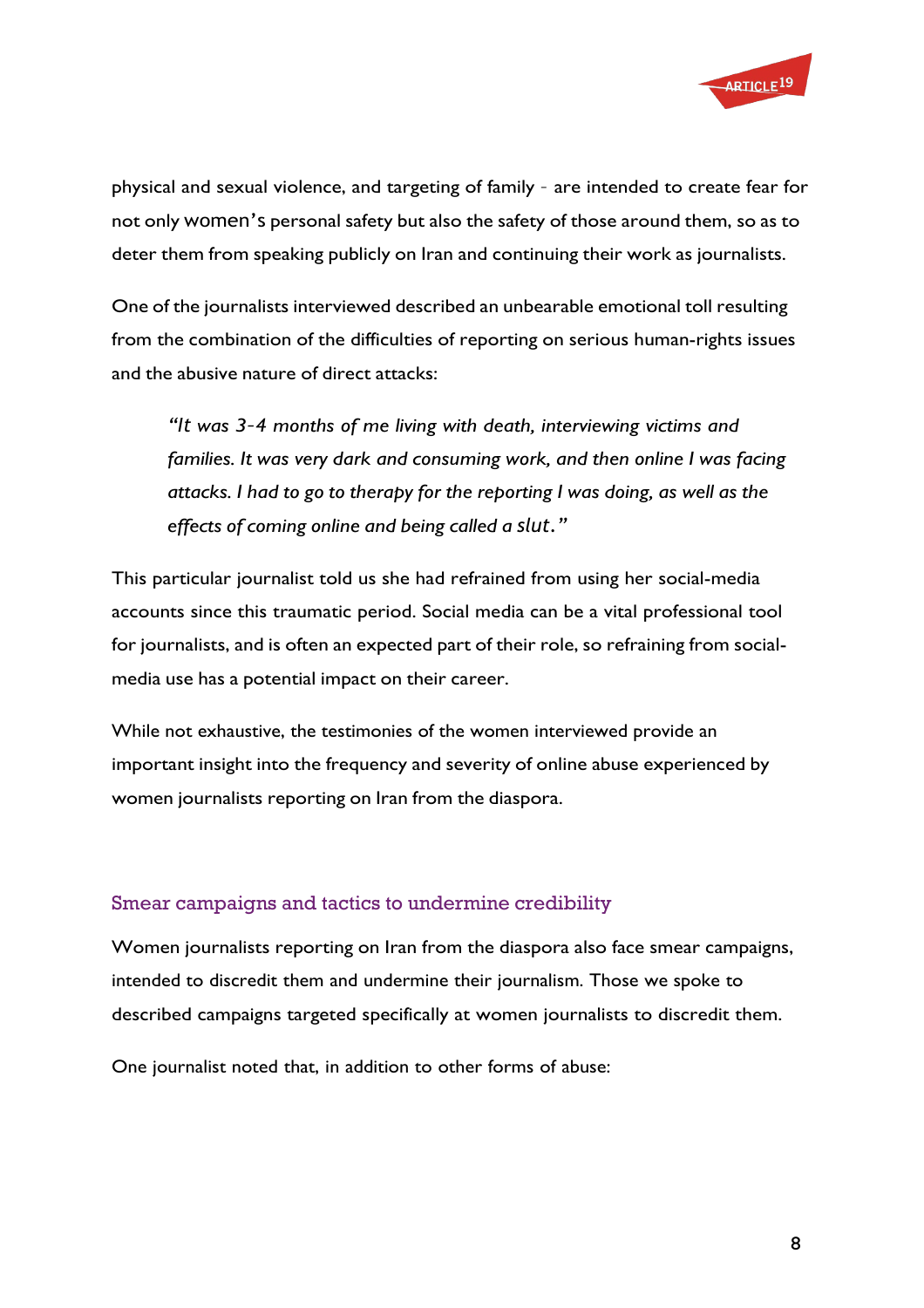physical and sexual violence, and targeting of family - are intended to create fear for not only women's personal safety but also the safety of those around them, so as to deter them from speaking publicly on Iran and continuing their work as journalists.

One of the journalists interviewed described an unbearable emotional toll resulting from the combination of the difficulties of reporting on serious human-rights issues and the abusive nature of direct attacks:

> *"It was 3-4 months of me living with death, interviewing victims and families. It was very dark and consuming work, and then online I was facing attacks. I had to go to therapy for the reporting I was doing, as well as the effects of coming online and being called a slut."*

This particular journalist told us she had refrained from using her social-media accounts since this traumatic period. Social media can be a vital professional tool for journalists, and is often an expected part of their role, so refraining from social-media use has a potential impact on their career.

While not exhaustive, the testimonies of the women interviewed provide an important insight into the frequency and severity of online abuse experienced by women journalists reporting on Iran from the diaspora.

## Smear campaigns and tactics to undermine credibility

Women journalists reporting on Iran from the diaspora also face smear campaigns, intended to discredit them and undermine their journalism. Those we spoke to described campaigns targeted specifically at women journalists to discredit them.

One journalist noted that, in addition to other forms of abuse: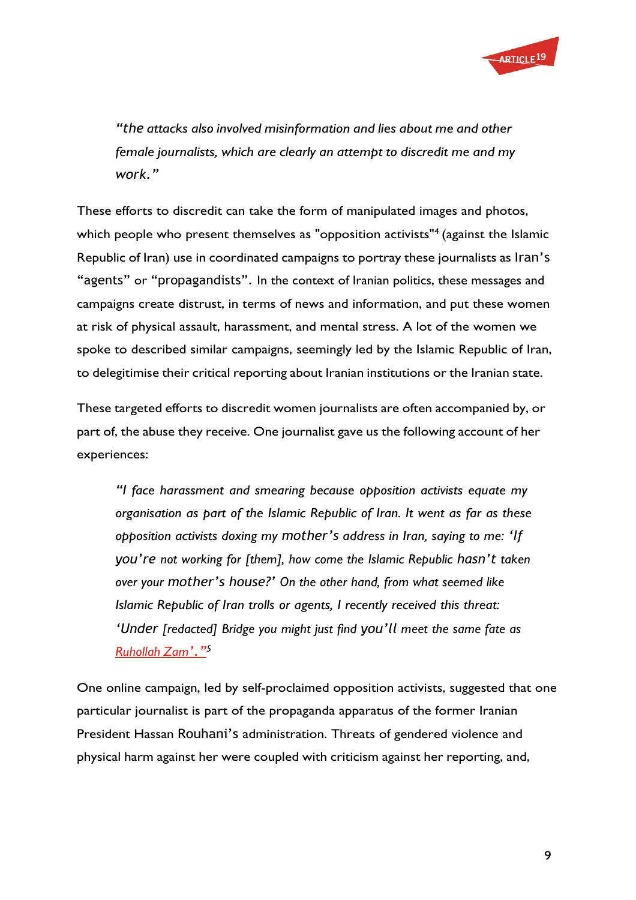> *"the attacks also involved misinformation and lies about me and other female journalists, which are clearly an attempt to discredit me and my work."*

These efforts to discredit can take the form of manipulated images and photos, which people who present themselves as "opposition activists"[4] (against the Islamic Republic of Iran) use in coordinated campaigns to portray these journalists as Iran's "agents" or "propagandists". In the context of Iranian politics, these messages and campaigns create distrust, in terms of news and information, and put these women at risk of physical assault, harassment, and mental stress. A lot of the women we spoke to described similar campaigns, seemingly led by the Islamic Republic of Iran, to delegitimise their critical reporting about Iranian institutions or the Iranian state.

These targeted efforts to discredit women journalists are often accompanied by, or part of, the abuse they receive. One journalist gave us the following account of her experiences:

> *"I face harassment and smearing because opposition activists equate my organisation as part of the Islamic Republic of Iran. It went as far as these opposition activists doxing my mother's address in Iran, saying to me: 'If you're not working for [them], how come the Islamic Republic hasn't taken over your mother's house?' On the other hand, from what seemed like Islamic Republic of Iran trolls or agents, I recently received this threat: 'Under [redacted] Bridge you might just find you'll meet the same fate as Ruhollah Zam'."*[5]

One online campaign, led by self-proclaimed opposition activists, suggested that one particular journalist is part of the propaganda apparatus of the former Iranian President Hassan Rouhani's administration. Threats of gendered violence and physical harm against her were coupled with criticism against her reporting, and,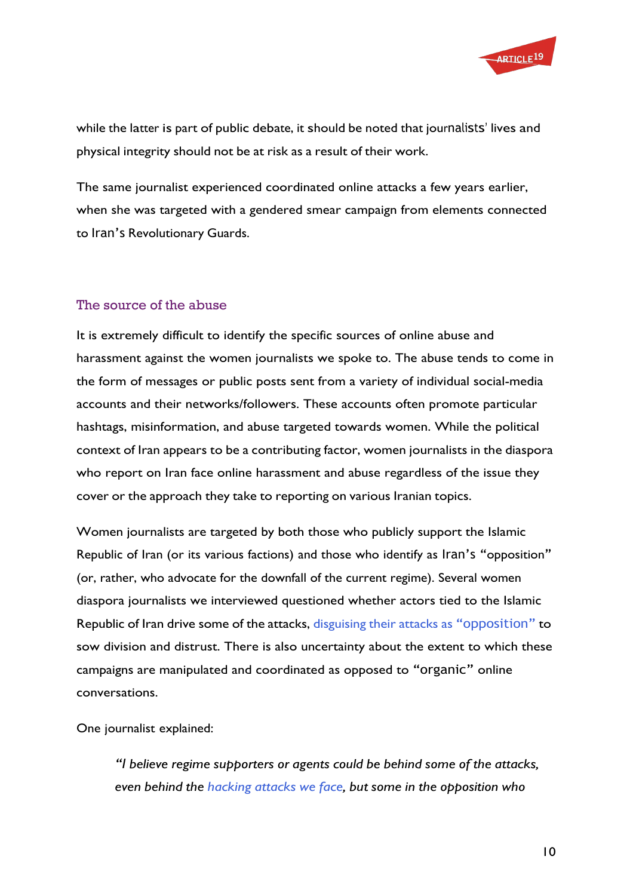while the latter is part of public debate, it should be noted that journalists' lives and physical integrity should not be at risk as a result of their work.

The same journalist experienced coordinated online attacks a few years earlier, when she was targeted with a gendered smear campaign from elements connected to Iran's Revolutionary Guards.

## The source of the abuse

It is extremely difficult to identify the specific sources of online abuse and harassment against the women journalists we spoke to. The abuse tends to come in the form of messages or public posts sent from a variety of individual social-media accounts and their networks/followers. These accounts often promote particular hashtags, misinformation, and abuse targeted towards women. While the political context of Iran appears to be a contributing factor, women journalists in the diaspora who report on Iran face online harassment and abuse regardless of the issue they cover or the approach they take to reporting on various Iranian topics.

Women journalists are targeted by both those who publicly support the Islamic Republic of Iran (or its various factions) and those who identify as Iran's "opposition" (or, rather, who advocate for the downfall of the current regime). Several women diaspora journalists we interviewed questioned whether actors tied to the Islamic Republic of Iran drive some of the attacks, disguising their attacks as "opposition" to sow division and distrust. There is also uncertainty about the extent to which these campaigns are manipulated and coordinated as opposed to "organic" online conversations.

One journalist explained:

> *"I believe regime supporters or agents could be behind some of the attacks, even behind the hacking attacks we face, but some in the opposition who*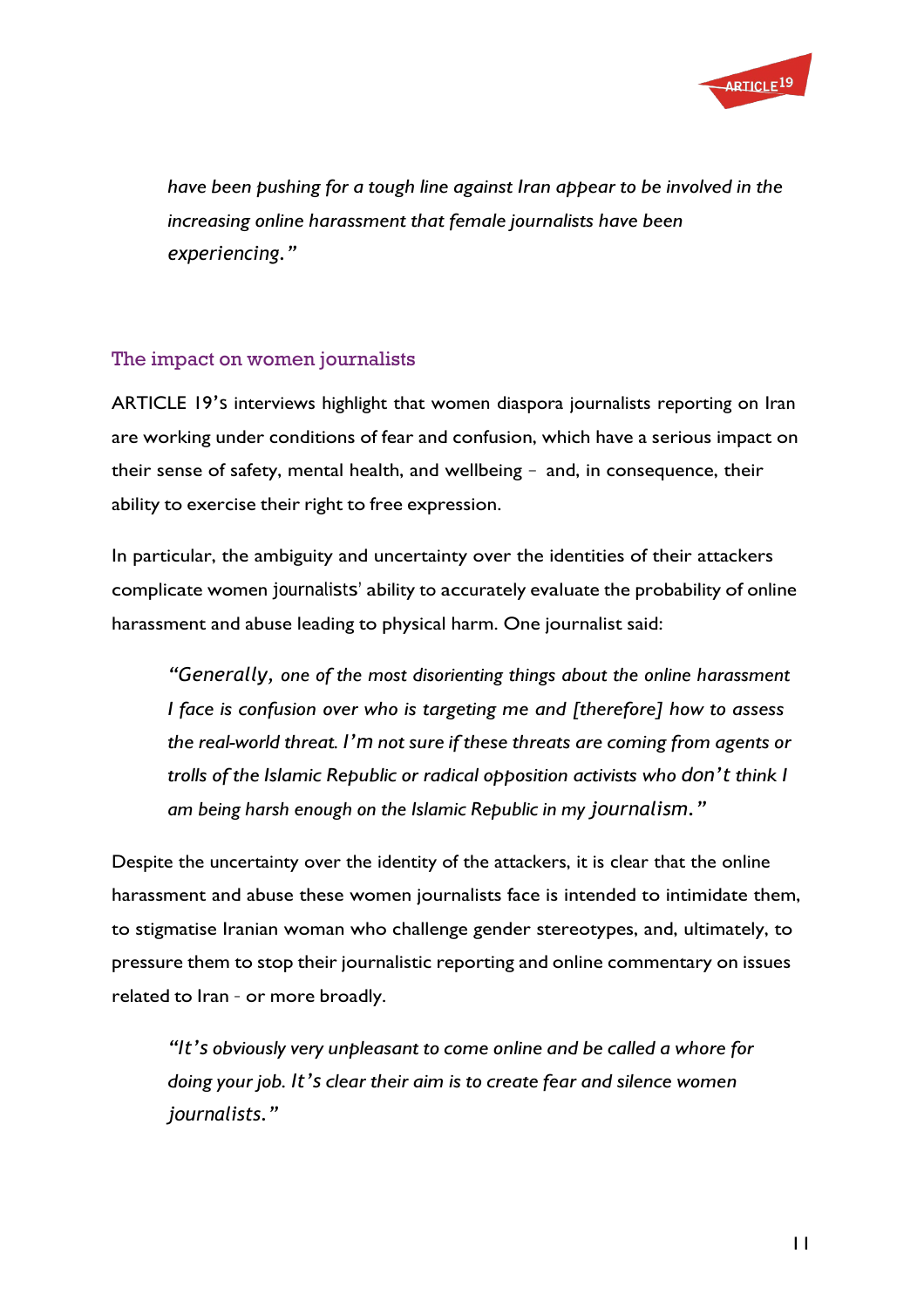*have been pushing for a tough line against Iran appear to be involved in the increasing online harassment that female journalists have been experiencing."*

## The impact on women journalists

ARTICLE 19's interviews highlight that women diaspora journalists reporting on Iran are working under conditions of fear and confusion, which have a serious impact on their sense of safety, mental health, and wellbeing – and, in consequence, their ability to exercise their right to free expression.

In particular, the ambiguity and uncertainty over the identities of their attackers complicate women journalists' ability to accurately evaluate the probability of online harassment and abuse leading to physical harm. One journalist said:

> *"Generally, one of the most disorienting things about the online harassment I face is confusion over who is targeting me and [therefore] how to assess the real-world threat. I'm not sure if these threats are coming from agents or trolls of the Islamic Republic or radical opposition activists who don't think I am being harsh enough on the Islamic Republic in my journalism."*

Despite the uncertainty over the identity of the attackers, it is clear that the online harassment and abuse these women journalists face is intended to intimidate them, to stigmatise Iranian woman who challenge gender stereotypes, and, ultimately, to pressure them to stop their journalistic reporting and online commentary on issues related to Iran – or more broadly.

> *"It's obviously very unpleasant to come online and be called a whore for doing your job. It's clear their aim is to create fear and silence women journalists."*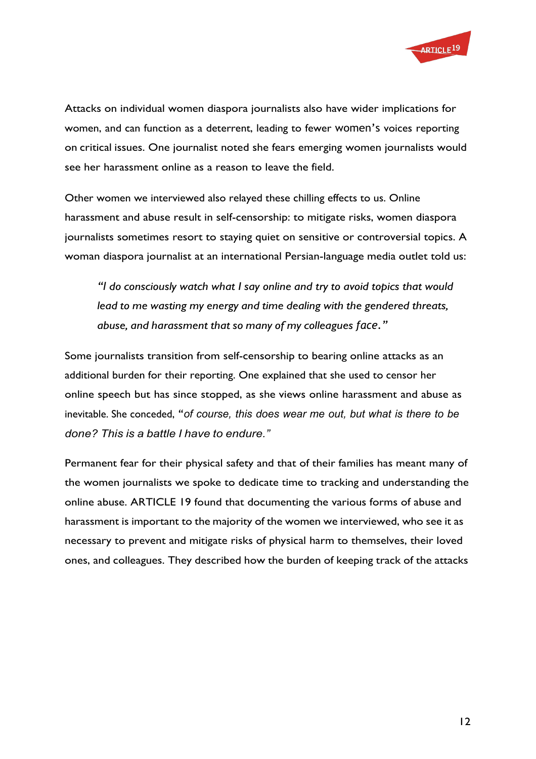Attacks on individual women diaspora journalists also have wider implications for women, and can function as a deterrent, leading to fewer women's voices reporting on critical issues. One journalist noted she fears emerging women journalists would see her harassment online as a reason to leave the field.

Other women we interviewed also relayed these chilling effects to us. Online harassment and abuse result in self-censorship: to mitigate risks, women diaspora journalists sometimes resort to staying quiet on sensitive or controversial topics. A woman diaspora journalist at an international Persian-language media outlet told us:

> *"I do consciously watch what I say online and try to avoid topics that would lead to me wasting my energy and time dealing with the gendered threats, abuse, and harassment that so many of my colleagues face."*

Some journalists transition from self-censorship to bearing online attacks as an additional burden for their reporting. One explained that she used to censor her online speech but has since stopped, as she views online harassment and abuse as inevitable. She conceded, *"of course, this does wear me out, but what is there to be done? This is a battle I have to endure."*

Permanent fear for their physical safety and that of their families has meant many of the women journalists we spoke to dedicate time to tracking and understanding the online abuse. ARTICLE 19 found that documenting the various forms of abuse and harassment is important to the majority of the women we interviewed, who see it as necessary to prevent and mitigate risks of physical harm to themselves, their loved ones, and colleagues. They described how the burden of keeping track of the attacks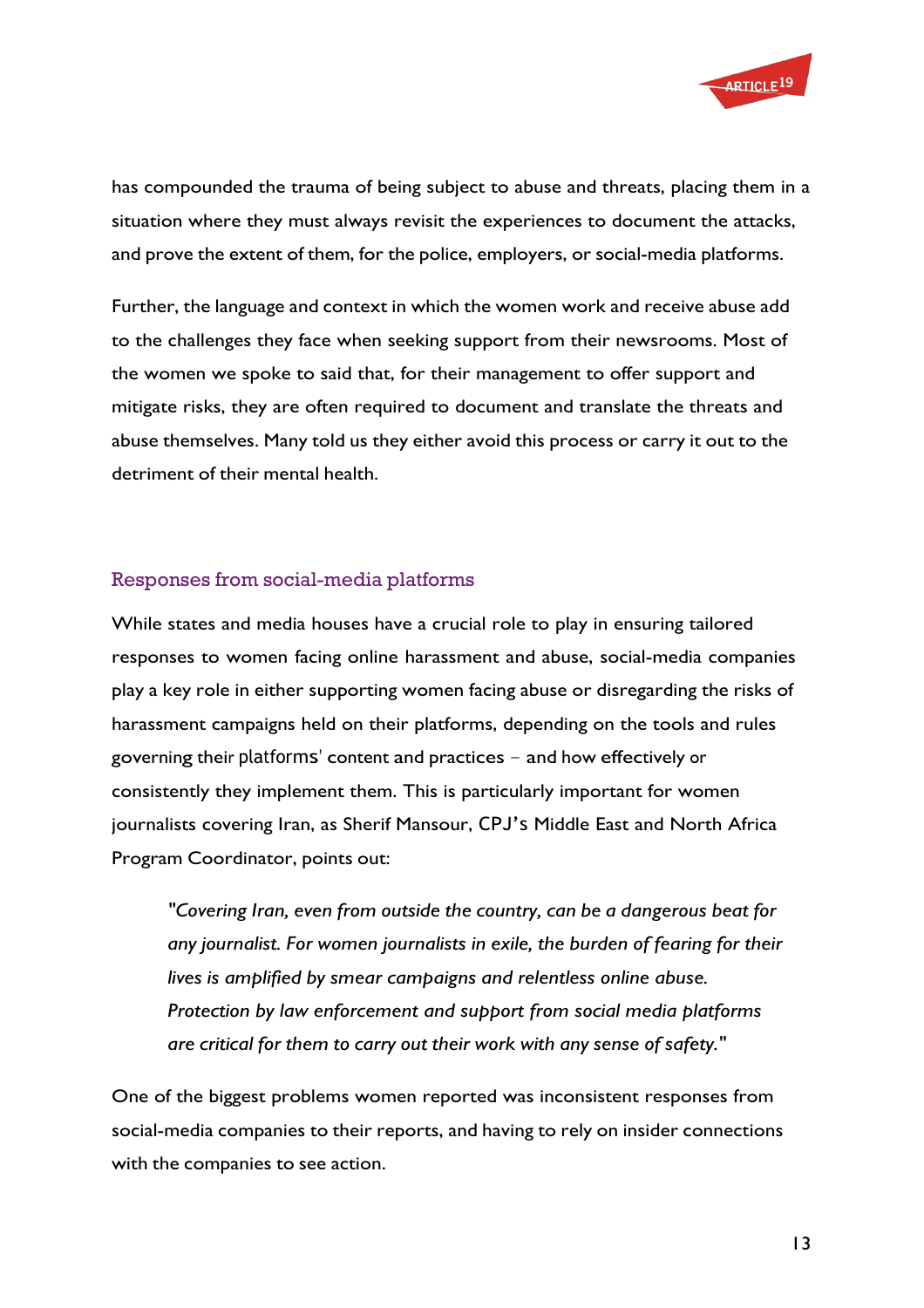has compounded the trauma of being subject to abuse and threats, placing them in a situation where they must always revisit the experiences to document the attacks, and prove the extent of them, for the police, employers, or social-media platforms.

Further, the language and context in which the women work and receive abuse add to the challenges they face when seeking support from their newsrooms. Most of the women we spoke to said that, for their management to offer support and mitigate risks, they are often required to document and translate the threats and abuse themselves. Many told us they either avoid this process or carry it out to the detriment of their mental health.

### Responses from social-media platforms

While states and media houses have a crucial role to play in ensuring tailored responses to women facing online harassment and abuse, social-media companies play a key role in either supporting women facing abuse or disregarding the risks of harassment campaigns held on their platforms, depending on the tools and rules governing their platforms' content and practices – and how effectively or consistently they implement them. This is particularly important for women journalists covering Iran, as Sherif Mansour, CPJ's Middle East and North Africa Program Coordinator, points out:

> *"Covering Iran, even from outside the country, can be a dangerous beat for any journalist. For women journalists in exile, the burden of fearing for their lives is amplified by smear campaigns and relentless online abuse. Protection by law enforcement and support from social media platforms are critical for them to carry out their work with any sense of safety."*

One of the biggest problems women reported was inconsistent responses from social-media companies to their reports, and having to rely on insider connections with the companies to see action.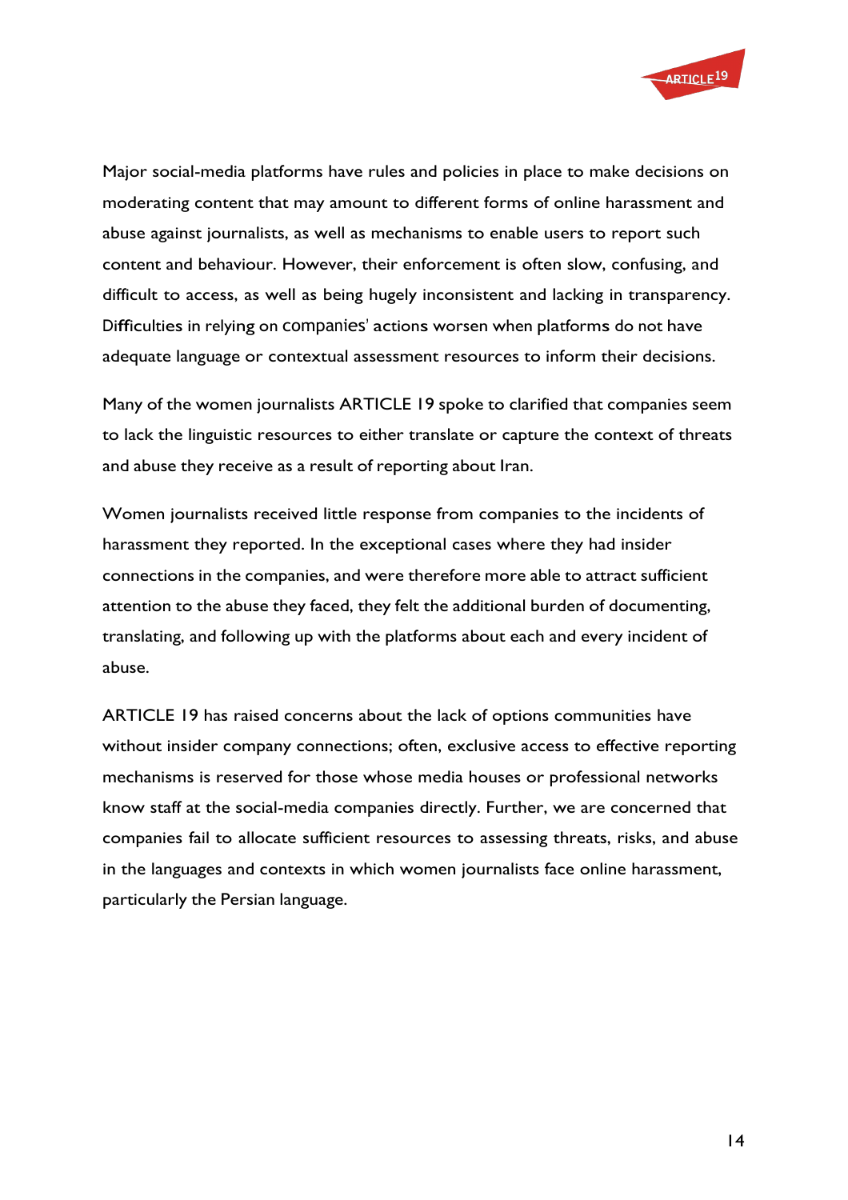Major social-media platforms have rules and policies in place to make decisions on moderating content that may amount to different forms of online harassment and abuse against journalists, as well as mechanisms to enable users to report such content and behaviour. However, their enforcement is often slow, confusing, and difficult to access, as well as being hugely inconsistent and lacking in transparency. Difficulties in relying on companies' actions worsen when platforms do not have adequate language or contextual assessment resources to inform their decisions.

Many of the women journalists ARTICLE 19 spoke to clarified that companies seem to lack the linguistic resources to either translate or capture the context of threats and abuse they receive as a result of reporting about Iran.

Women journalists received little response from companies to the incidents of harassment they reported. In the exceptional cases where they had insider connections in the companies, and were therefore more able to attract sufficient attention to the abuse they faced, they felt the additional burden of documenting, translating, and following up with the platforms about each and every incident of abuse.

ARTICLE 19 has raised concerns about the lack of options communities have without insider company connections; often, exclusive access to effective reporting mechanisms is reserved for those whose media houses or professional networks know staff at the social-media companies directly. Further, we are concerned that companies fail to allocate sufficient resources to assessing threats, risks, and abuse in the languages and contexts in which women journalists face online harassment, particularly the Persian language.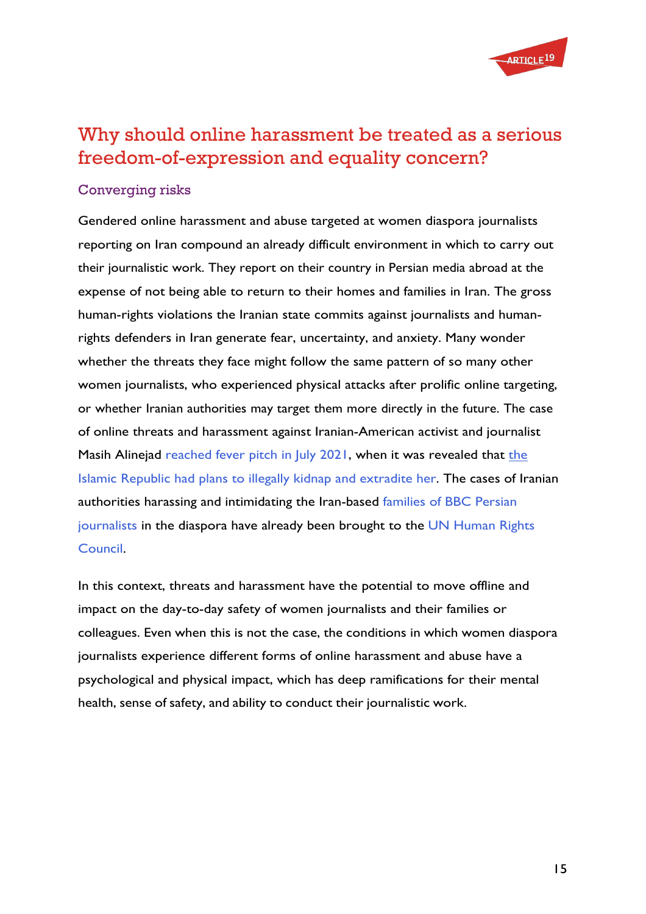## Why should online harassment be treated as a serious freedom-of-expression and equality concern?

### Converging risks

Gendered online harassment and abuse targeted at women diaspora journalists reporting on Iran compound an already difficult environment in which to carry out their journalistic work. They report on their country in Persian media abroad at the expense of not being able to return to their homes and families in Iran. The gross human-rights violations the Iranian state commits against journalists and human-rights defenders in Iran generate fear, uncertainty, and anxiety. Many wonder whether the threats they face might follow the same pattern of so many other women journalists, who experienced physical attacks after prolific online targeting, or whether Iranian authorities may target them more directly in the future. The case of online threats and harassment against Iranian-American activist and journalist Masih Alinejad reached fever pitch in July 2021, when it was revealed that the Islamic Republic had plans to illegally kidnap and extradite her. The cases of Iranian authorities harassing and intimidating the Iran-based families of BBC Persian journalists in the diaspora have already been brought to the UN Human Rights Council.

In this context, threats and harassment have the potential to move offline and impact on the day-to-day safety of women journalists and their families or colleagues. Even when this is not the case, the conditions in which women diaspora journalists experience different forms of online harassment and abuse have a psychological and physical impact, which has deep ramifications for their mental health, sense of safety, and ability to conduct their journalistic work.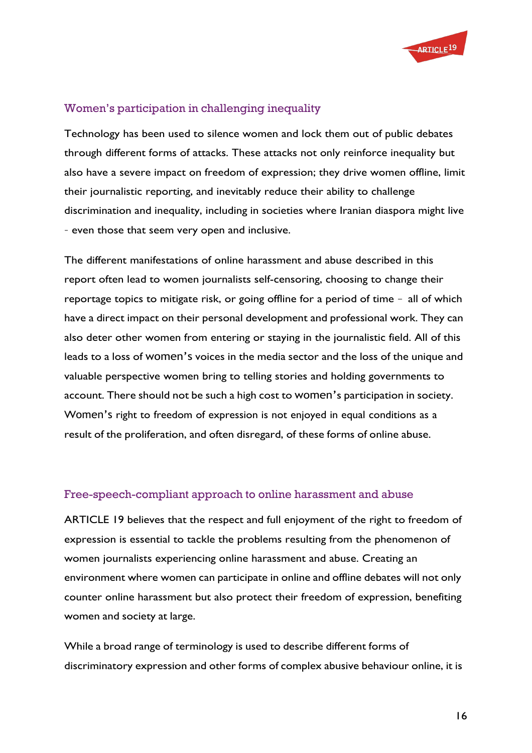## Women's participation in challenging inequality

Technology has been used to silence women and lock them out of public debates through different forms of attacks. These attacks not only reinforce inequality but also have a severe impact on freedom of expression; they drive women offline, limit their journalistic reporting, and inevitably reduce their ability to challenge discrimination and inequality, including in societies where Iranian diaspora might live - even those that seem very open and inclusive.

The different manifestations of online harassment and abuse described in this report often lead to women journalists self-censoring, choosing to change their reportage topics to mitigate risk, or going offline for a period of time – all of which have a direct impact on their personal development and professional work. They can also deter other women from entering or staying in the journalistic field. All of this leads to a loss of women's voices in the media sector and the loss of the unique and valuable perspective women bring to telling stories and holding governments to account. There should not be such a high cost to women's participation in society. Women's right to freedom of expression is not enjoyed in equal conditions as a result of the proliferation, and often disregard, of these forms of online abuse.

## Free-speech-compliant approach to online harassment and abuse

ARTICLE 19 believes that the respect and full enjoyment of the right to freedom of expression is essential to tackle the problems resulting from the phenomenon of women journalists experiencing online harassment and abuse. Creating an environment where women can participate in online and offline debates will not only counter online harassment but also protect their freedom of expression, benefiting women and society at large.

While a broad range of terminology is used to describe different forms of discriminatory expression and other forms of complex abusive behaviour online, it is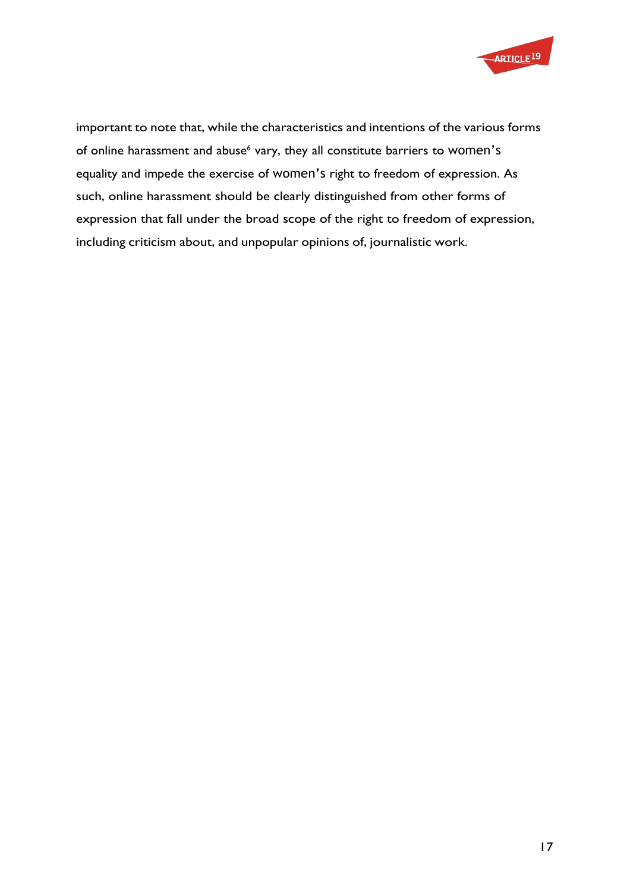important to note that, while the characteristics and intentions of the various forms of online harassment and abuse[6] vary, they all constitute barriers to women's equality and impede the exercise of women's right to freedom of expression. As such, online harassment should be clearly distinguished from other forms of expression that fall under the broad scope of the right to freedom of expression, including criticism about, and unpopular opinions of, journalistic work.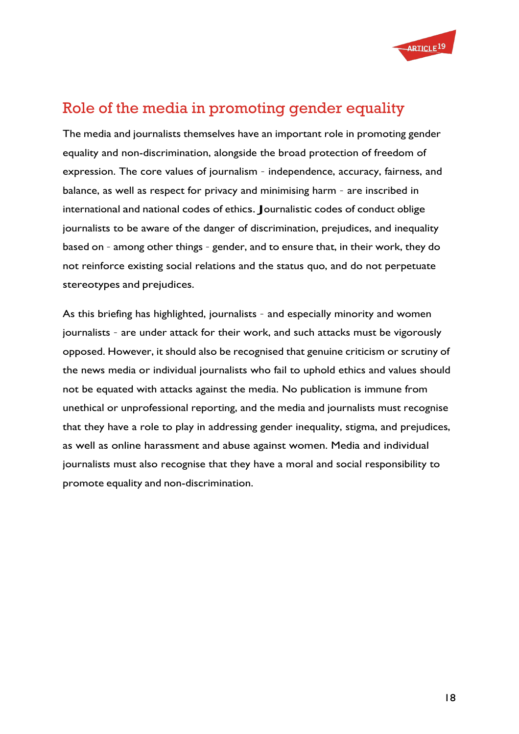## Role of the media in promoting gender equality

The media and journalists themselves have an important role in promoting gender equality and non-discrimination, alongside the broad protection of freedom of expression. The core values of journalism - independence, accuracy, fairness, and balance, as well as respect for privacy and minimising harm - are inscribed in international and national codes of ethics. Journalistic codes of conduct oblige journalists to be aware of the danger of discrimination, prejudices, and inequality based on - among other things - gender, and to ensure that, in their work, they do not reinforce existing social relations and the status quo, and do not perpetuate stereotypes and prejudices.

As this briefing has highlighted, journalists - and especially minority and women journalists - are under attack for their work, and such attacks must be vigorously opposed. However, it should also be recognised that genuine criticism or scrutiny of the news media or individual journalists who fail to uphold ethics and values should not be equated with attacks against the media. No publication is immune from unethical or unprofessional reporting, and the media and journalists must recognise that they have a role to play in addressing gender inequality, stigma, and prejudices, as well as online harassment and abuse against women. Media and individual journalists must also recognise that they have a moral and social responsibility to promote equality and non-discrimination.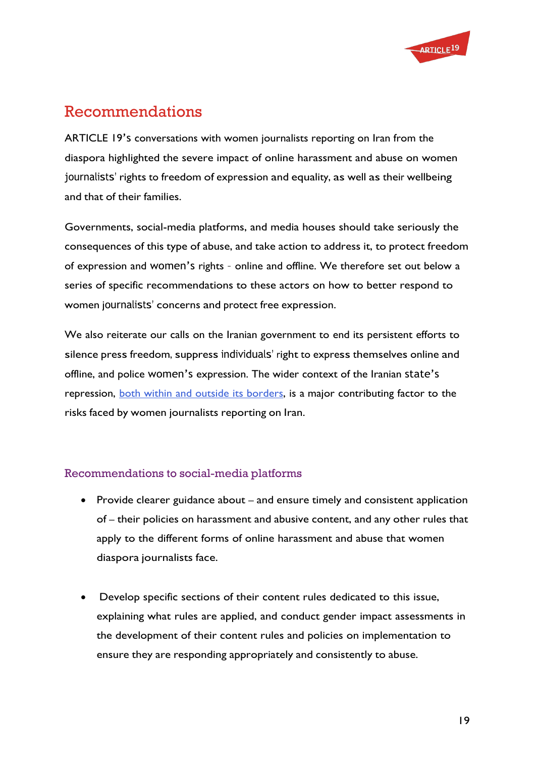# Recommendations

ARTICLE 19's conversations with women journalists reporting on Iran from the diaspora highlighted the severe impact of online harassment and abuse on women journalists' rights to freedom of expression and equality, as well as their wellbeing and that of their families.

Governments, social-media platforms, and media houses should take seriously the consequences of this type of abuse, and take action to address it, to protect freedom of expression and women's rights - online and offline. We therefore set out below a series of specific recommendations to these actors on how to better respond to women journalists' concerns and protect free expression.

We also reiterate our calls on the Iranian government to end its persistent efforts to silence press freedom, suppress individuals' right to express themselves online and offline, and police women's expression. The wider context of the Iranian state's repression, [both within and outside its borders](), is a major contributing factor to the risks faced by women journalists reporting on Iran.

## Recommendations to social-media platforms

- Provide clearer guidance about – and ensure timely and consistent application of – their policies on harassment and abusive content, and any other rules that apply to the different forms of online harassment and abuse that women diaspora journalists face.
- Develop specific sections of their content rules dedicated to this issue, explaining what rules are applied, and conduct gender impact assessments in the development of their content rules and policies on implementation to ensure they are responding appropriately and consistently to abuse.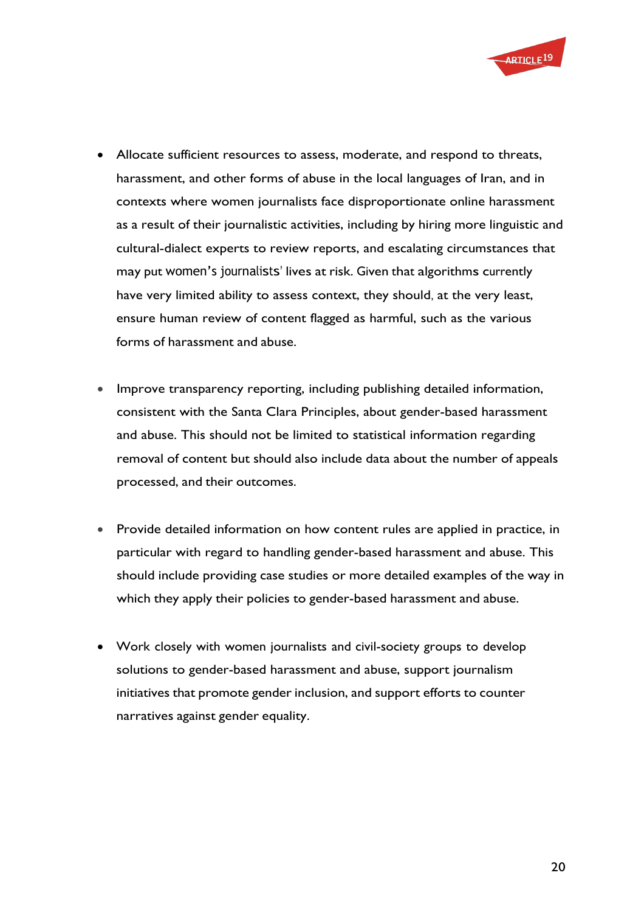- Allocate sufficient resources to assess, moderate, and respond to threats, harassment, and other forms of abuse in the local languages of Iran, and in contexts where women journalists face disproportionate online harassment as a result of their journalistic activities, including by hiring more linguistic and cultural-dialect experts to review reports, and escalating circumstances that may put women's journalists' lives at risk. Given that algorithms currently have very limited ability to assess context, they should, at the very least, ensure human review of content flagged as harmful, such as the various forms of harassment and abuse.

- Improve transparency reporting, including publishing detailed information, consistent with the Santa Clara Principles, about gender-based harassment and abuse. This should not be limited to statistical information regarding removal of content but should also include data about the number of appeals processed, and their outcomes.

- Provide detailed information on how content rules are applied in practice, in particular with regard to handling gender-based harassment and abuse. This should include providing case studies or more detailed examples of the way in which they apply their policies to gender-based harassment and abuse.

- Work closely with women journalists and civil-society groups to develop solutions to gender-based harassment and abuse, support journalism initiatives that promote gender inclusion, and support efforts to counter narratives against gender equality.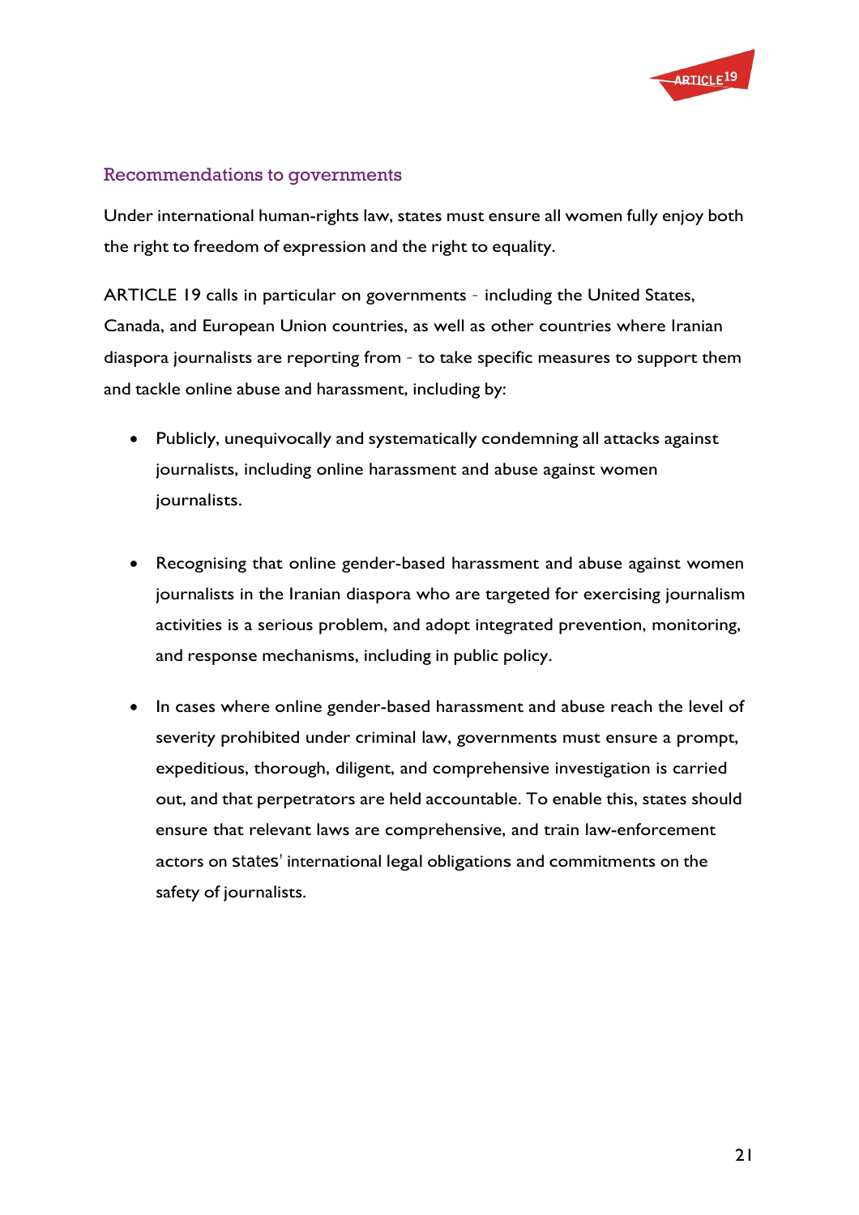## Recommendations to governments

Under international human-rights law, states must ensure all women fully enjoy both the right to freedom of expression and the right to equality.

ARTICLE 19 calls in particular on governments – including the United States, Canada, and European Union countries, as well as other countries where Iranian diaspora journalists are reporting from – to take specific measures to support them and tackle online abuse and harassment, including by:

- Publicly, unequivocally and systematically condemning all attacks against journalists, including online harassment and abuse against women journalists.

- Recognising that online gender-based harassment and abuse against women journalists in the Iranian diaspora who are targeted for exercising journalism activities is a serious problem, and adopt integrated prevention, monitoring, and response mechanisms, including in public policy.

- In cases where online gender-based harassment and abuse reach the level of severity prohibited under criminal law, governments must ensure a prompt, expeditious, thorough, diligent, and comprehensive investigation is carried out, and that perpetrators are held accountable. To enable this, states should ensure that relevant laws are comprehensive, and train law-enforcement actors on states' international legal obligations and commitments on the safety of journalists.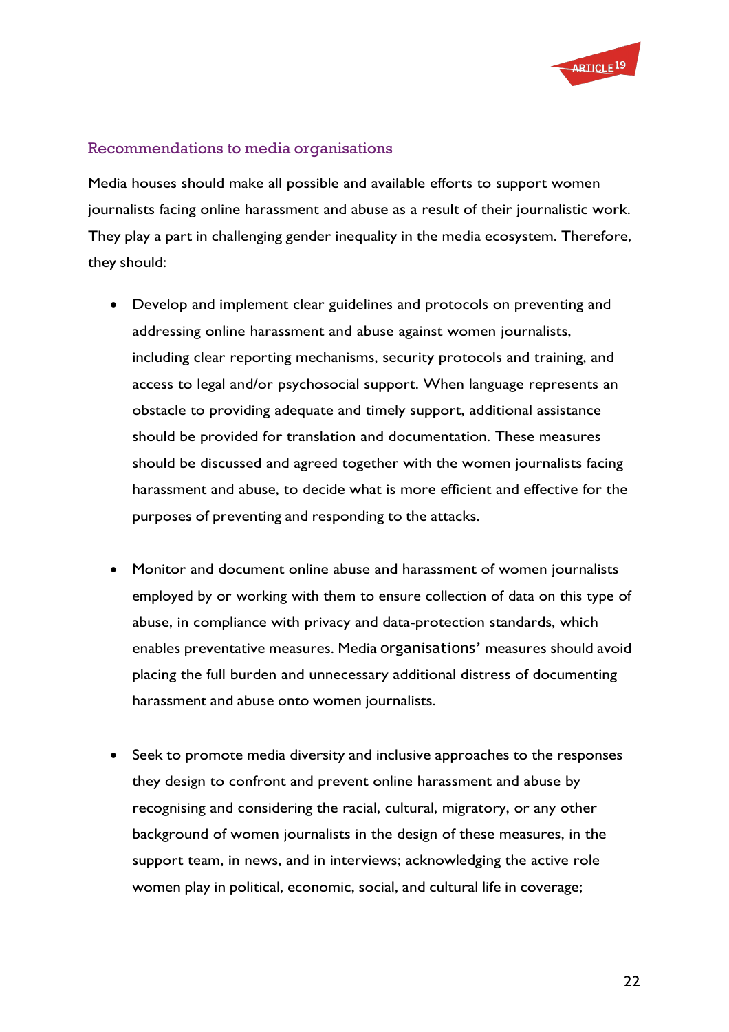## Recommendations to media organisations

Media houses should make all possible and available efforts to support women journalists facing online harassment and abuse as a result of their journalistic work. They play a part in challenging gender inequality in the media ecosystem. Therefore, they should:

- Develop and implement clear guidelines and protocols on preventing and addressing online harassment and abuse against women journalists, including clear reporting mechanisms, security protocols and training, and access to legal and/or psychosocial support. When language represents an obstacle to providing adequate and timely support, additional assistance should be provided for translation and documentation. These measures should be discussed and agreed together with the women journalists facing harassment and abuse, to decide what is more efficient and effective for the purposes of preventing and responding to the attacks.

- Monitor and document online abuse and harassment of women journalists employed by or working with them to ensure collection of data on this type of abuse, in compliance with privacy and data-protection standards, which enables preventative measures. Media organisations' measures should avoid placing the full burden and unnecessary additional distress of documenting harassment and abuse onto women journalists.

- Seek to promote media diversity and inclusive approaches to the responses they design to confront and prevent online harassment and abuse by recognising and considering the racial, cultural, migratory, or any other background of women journalists in the design of these measures, in the support team, in news, and in interviews; acknowledging the active role women play in political, economic, social, and cultural life in coverage;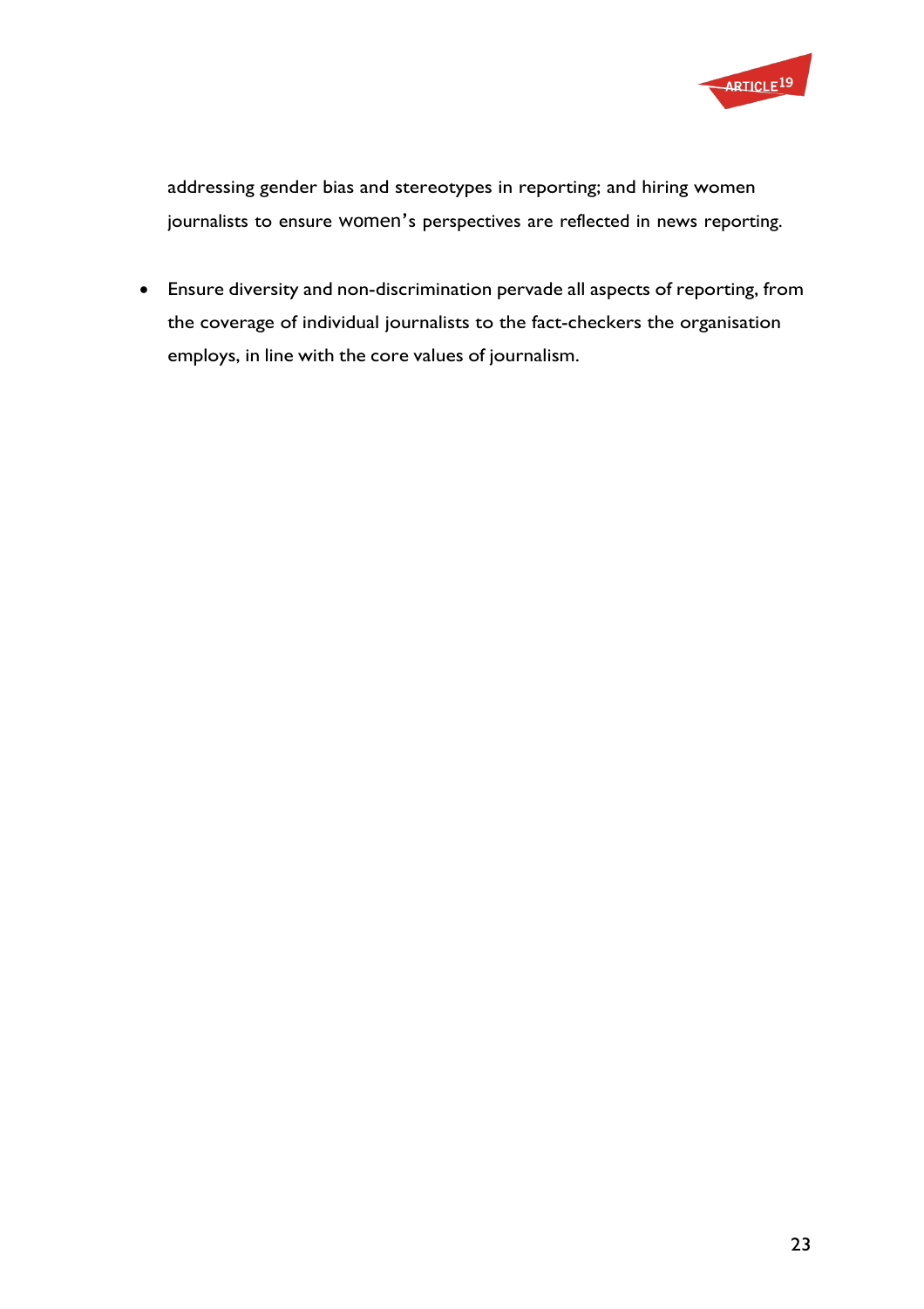addressing gender bias and stereotypes in reporting; and hiring women journalists to ensure women's perspectives are reflected in news reporting.

- Ensure diversity and non-discrimination pervade all aspects of reporting, from the coverage of individual journalists to the fact-checkers the organisation employs, in line with the core values of journalism.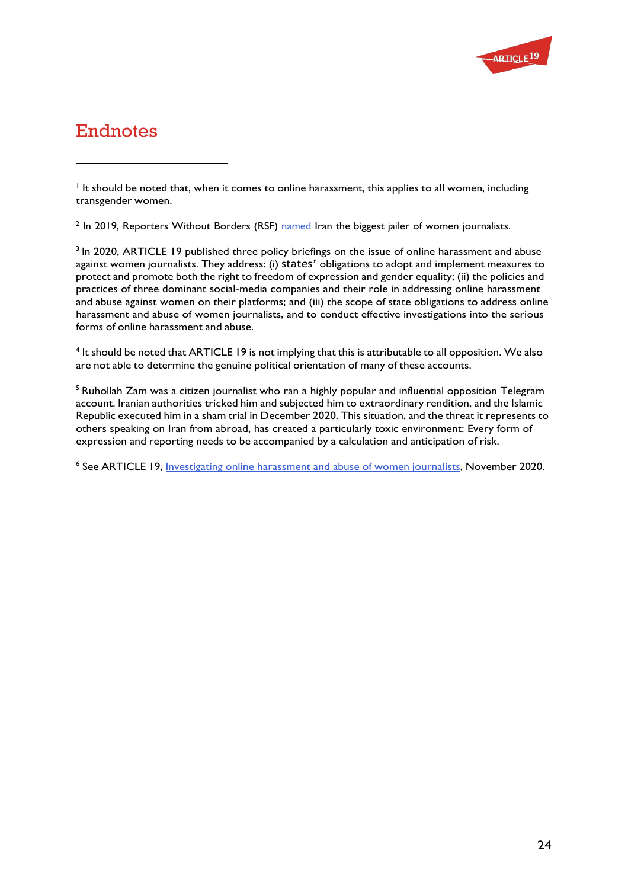## Endnotes

[1] It should be noted that, when it comes to online harassment, this applies to all women, including transgender women.

[2] In 2019, Reporters Without Borders (RSF) named Iran the biggest jailer of women journalists.

[3] In 2020, ARTICLE 19 published three policy briefings on the issue of online harassment and abuse against women journalists. They address: (i) states' obligations to adopt and implement measures to protect and promote both the right to freedom of expression and gender equality; (ii) the policies and practices of three dominant social-media companies and their role in addressing online harassment and abuse against women on their platforms; and (iii) the scope of state obligations to address online harassment and abuse of women journalists, and to conduct effective investigations into the serious forms of online harassment and abuse.

[4] It should be noted that ARTICLE 19 is not implying that this is attributable to all opposition. We also are not able to determine the genuine political orientation of many of these accounts.

[5] Ruhollah Zam was a citizen journalist who ran a highly popular and influential opposition Telegram account. Iranian authorities tricked him and subjected him to extraordinary rendition, and the Islamic Republic executed him in a sham trial in December 2020. This situation, and the threat it represents to others speaking on Iran from abroad, has created a particularly toxic environment: Every form of expression and reporting needs to be accompanied by a calculation and anticipation of risk.

[6] See ARTICLE 19, Investigating online harassment and abuse of women journalists, November 2020.